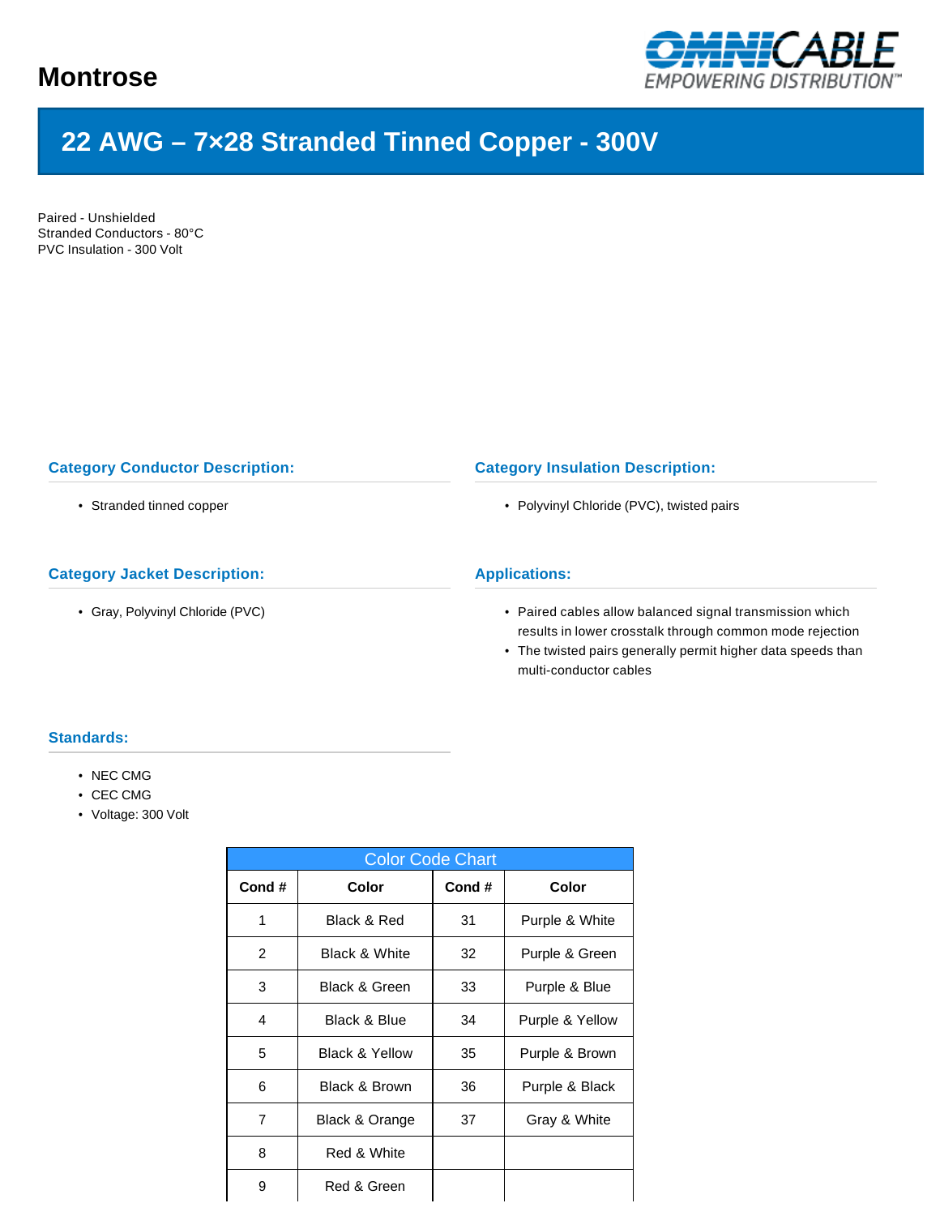# Montrose

OMNICABLE EMPOWERING DISTRIBUTION™

## 22 AWG – 7×28 Stranded Tinned Copper - 300V

Paired - Unshielded
Stranded Conductors - 80°C
PVC Insulation - 300 Volt

### Category Conductor Description:

- Stranded tinned copper

### Category Insulation Description:

- Polyvinyl Chloride (PVC), twisted pairs

### Category Jacket Description:

- Gray, Polyvinyl Chloride (PVC)

### Applications:

- Paired cables allow balanced signal transmission which results in lower crosstalk through common mode rejection
- The twisted pairs generally permit higher data speeds than multi-conductor cables

### Standards:

- NEC CMG
- CEC CMG
- Voltage: 300 Volt

| Color Code Chart | | | |
|---|---|---|---|
| **Cond #** | **Color** | **Cond #** | **Color** |
| 1 | Black & Red | 31 | Purple & White |
| 2 | Black & White | 32 | Purple & Green |
| 3 | Black & Green | 33 | Purple & Blue |
| 4 | Black & Blue | 34 | Purple & Yellow |
| 5 | Black & Yellow | 35 | Purple & Brown |
| 6 | Black & Brown | 36 | Purple & Black |
| 7 | Black & Orange | 37 | Gray & White |
| 8 | Red & White | | |
| 9 | Red & Green | | |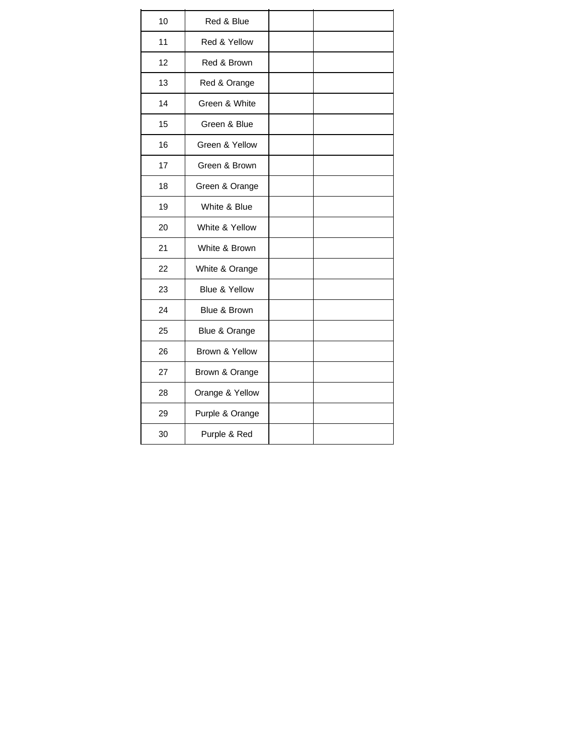| | | | |
|---|---|---|---|
| 10 | Red & Blue | | |
| 11 | Red & Yellow | | |
| 12 | Red & Brown | | |
| 13 | Red & Orange | | |
| 14 | Green & White | | |
| 15 | Green & Blue | | |
| 16 | Green & Yellow | | |
| 17 | Green & Brown | | |
| 18 | Green & Orange | | |
| 19 | White & Blue | | |
| 20 | White & Yellow | | |
| 21 | White & Brown | | |
| 22 | White & Orange | | |
| 23 | Blue & Yellow | | |
| 24 | Blue & Brown | | |
| 25 | Blue & Orange | | |
| 26 | Brown & Yellow | | |
| 27 | Brown & Orange | | |
| 28 | Orange & Yellow | | |
| 29 | Purple & Orange | | |
| 30 | Purple & Red | | |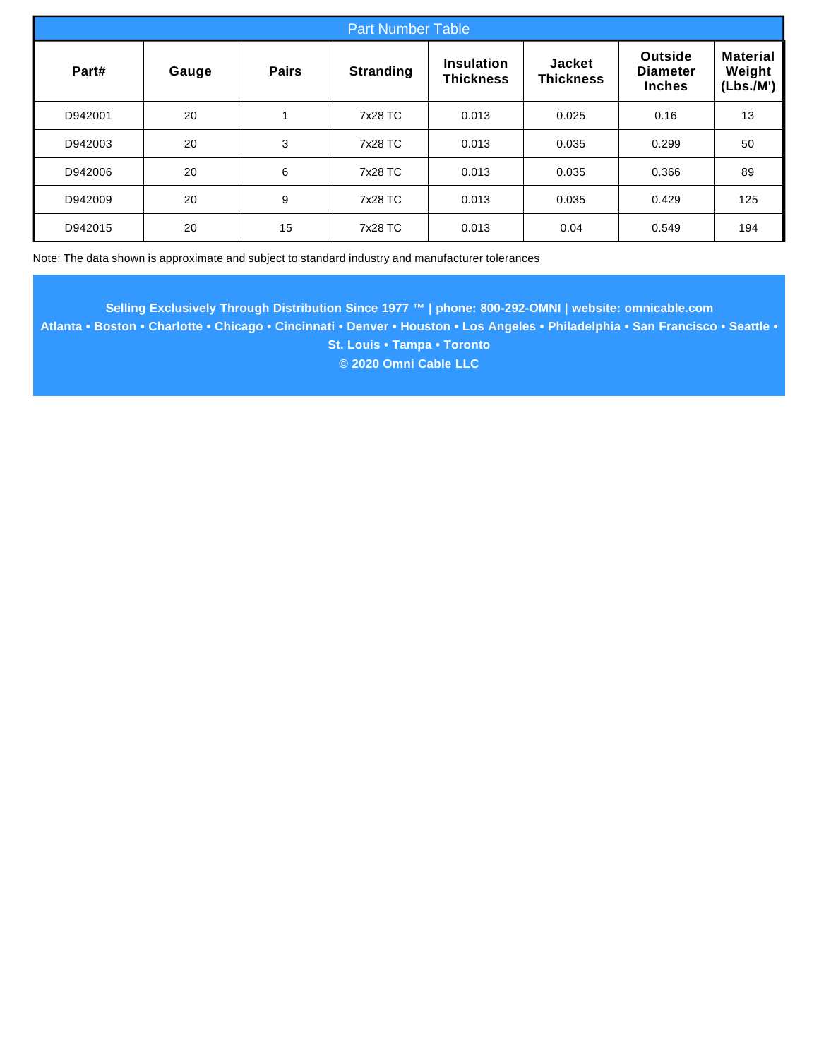## Part Number Table

| Part# | Gauge | Pairs | Stranding | Insulation Thickness | Jacket Thickness | Outside Diameter Inches | Material Weight (Lbs./M') |
|---|---|---|---|---|---|---|---|
| D942001 | 20 | 1 | 7x28 TC | 0.013 | 0.025 | 0.16 | 13 |
| D942003 | 20 | 3 | 7x28 TC | 0.013 | 0.035 | 0.299 | 50 |
| D942006 | 20 | 6 | 7x28 TC | 0.013 | 0.035 | 0.366 | 89 |
| D942009 | 20 | 9 | 7x28 TC | 0.013 | 0.035 | 0.429 | 125 |
| D942015 | 20 | 15 | 7x28 TC | 0.013 | 0.04 | 0.549 | 194 |

Note: The data shown is approximate and subject to standard industry and manufacturer tolerances

**Selling Exclusively Through Distribution Since 1977 ™ | phone: 800-292-OMNI | website: omnicable.com**
**Atlanta • Boston • Charlotte • Chicago • Cincinnati • Denver • Houston • Los Angeles • Philadelphia • San Francisco • Seattle • St. Louis • Tampa • Toronto**
**© 2020 Omni Cable LLC**